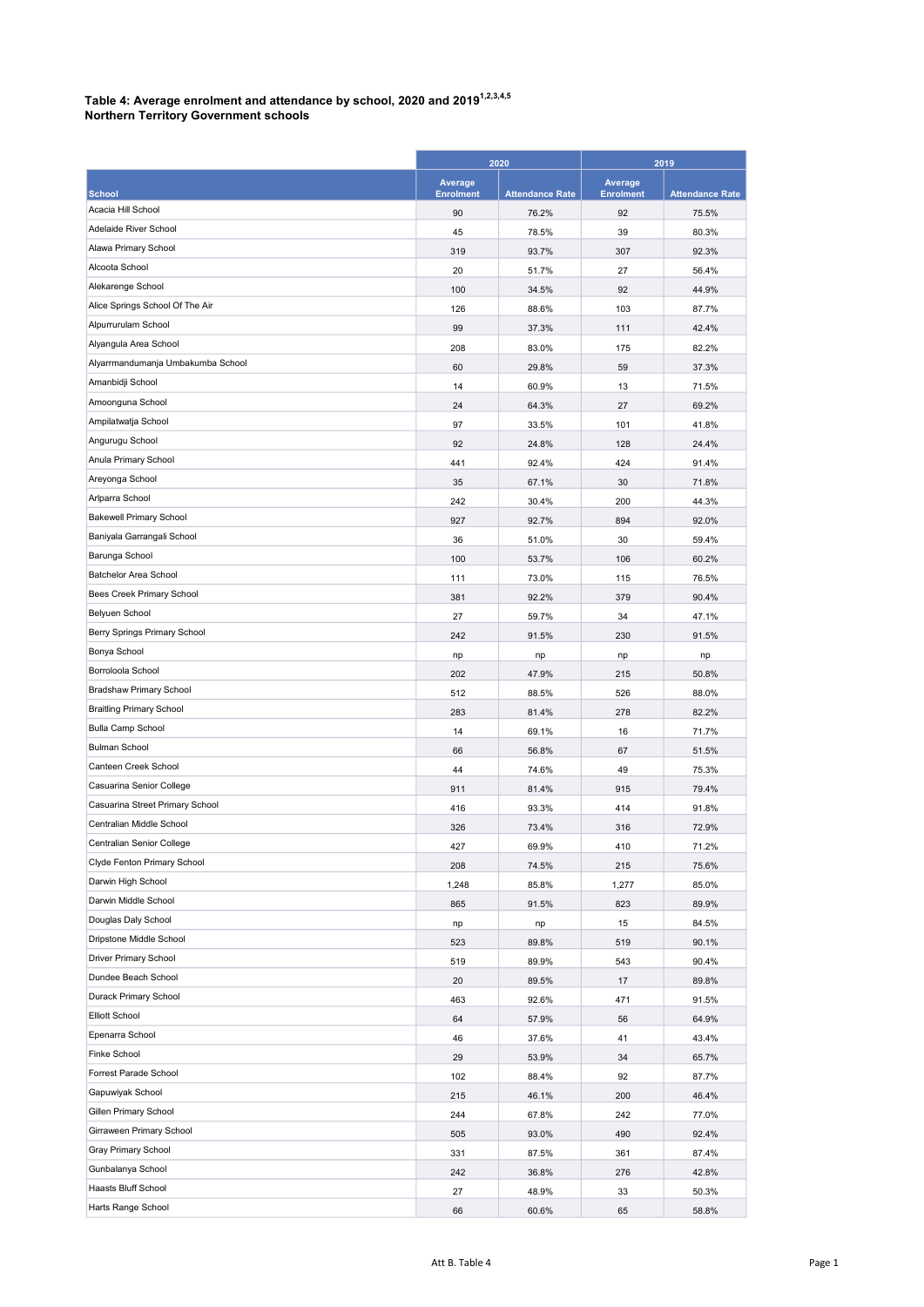**Table 4: Average enrolment and attendance by school, 2020 and 2019[1,2,3,4,5]**
**Northern Territory Government schools**

| School | 2020 | | 2019 | |
|---|---|---|---|---|
| | Average Enrolment | Attendance Rate | Average Enrolment | Attendance Rate |
| Acacia Hill School | 90 | 76.2% | 92 | 75.5% |
| Adelaide River School | 45 | 78.5% | 39 | 80.3% |
| Alawa Primary School | 319 | 93.7% | 307 | 92.3% |
| Alcoota School | 20 | 51.7% | 27 | 56.4% |
| Alekarenge School | 100 | 34.5% | 92 | 44.9% |
| Alice Springs School Of The Air | 126 | 88.6% | 103 | 87.7% |
| Alpurrurulam School | 99 | 37.3% | 111 | 42.4% |
| Alyangula Area School | 208 | 83.0% | 175 | 82.2% |
| Alyarrmandumanja Umbakumba School | 60 | 29.8% | 59 | 37.3% |
| Amanbidji School | 14 | 60.9% | 13 | 71.5% |
| Amoonguna School | 24 | 64.3% | 27 | 69.2% |
| Ampilatwatja School | 97 | 33.5% | 101 | 41.8% |
| Angurugu School | 92 | 24.8% | 128 | 24.4% |
| Anula Primary School | 441 | 92.4% | 424 | 91.4% |
| Areyonga School | 35 | 67.1% | 30 | 71.8% |
| Arlparra School | 242 | 30.4% | 200 | 44.3% |
| Bakewell Primary School | 927 | 92.7% | 894 | 92.0% |
| Baniyala Garrangali School | 36 | 51.0% | 30 | 59.4% |
| Barunga School | 100 | 53.7% | 106 | 60.2% |
| Batchelor Area School | 111 | 73.0% | 115 | 76.5% |
| Bees Creek Primary School | 381 | 92.2% | 379 | 90.4% |
| Belyuen School | 27 | 59.7% | 34 | 47.1% |
| Berry Springs Primary School | 242 | 91.5% | 230 | 91.5% |
| Bonya School | np | np | np | np |
| Borroloola School | 202 | 47.9% | 215 | 50.8% |
| Bradshaw Primary School | 512 | 88.5% | 526 | 88.0% |
| Braitling Primary School | 283 | 81.4% | 278 | 82.2% |
| Bulla Camp School | 14 | 69.1% | 16 | 71.7% |
| Bulman School | 66 | 56.8% | 67 | 51.5% |
| Canteen Creek School | 44 | 74.6% | 49 | 75.3% |
| Casuarina Senior College | 911 | 81.4% | 915 | 79.4% |
| Casuarina Street Primary School | 416 | 93.3% | 414 | 91.8% |
| Centralian Middle School | 326 | 73.4% | 316 | 72.9% |
| Centralian Senior College | 427 | 69.9% | 410 | 71.2% |
| Clyde Fenton Primary School | 208 | 74.5% | 215 | 75.6% |
| Darwin High School | 1,248 | 85.8% | 1,277 | 85.0% |
| Darwin Middle School | 865 | 91.5% | 823 | 89.9% |
| Douglas Daly School | np | np | 15 | 84.5% |
| Dripstone Middle School | 523 | 89.8% | 519 | 90.1% |
| Driver Primary School | 519 | 89.9% | 543 | 90.4% |
| Dundee Beach School | 20 | 89.5% | 17 | 89.8% |
| Durack Primary School | 463 | 92.6% | 471 | 91.5% |
| Elliott School | 64 | 57.9% | 56 | 64.9% |
| Epenarra School | 46 | 37.6% | 41 | 43.4% |
| Finke School | 29 | 53.9% | 34 | 65.7% |
| Forrest Parade School | 102 | 88.4% | 92 | 87.7% |
| Gapuwiyak School | 215 | 46.1% | 200 | 46.4% |
| Gillen Primary School | 244 | 67.8% | 242 | 77.0% |
| Girraween Primary School | 505 | 93.0% | 490 | 92.4% |
| Gray Primary School | 331 | 87.5% | 361 | 87.4% |
| Gunbalanya School | 242 | 36.8% | 276 | 42.8% |
| Haasts Bluff School | 27 | 48.9% | 33 | 50.3% |
| Harts Range School | 66 | 60.6% | 65 | 58.8% |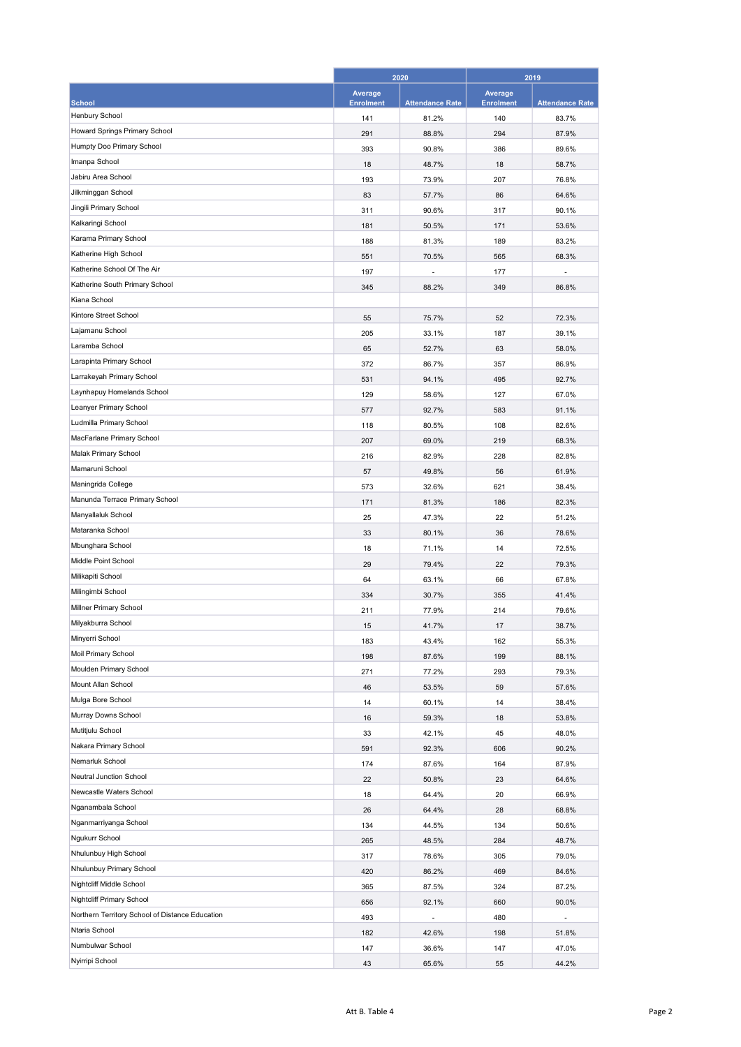| School | 2020 | | 2019 | |
|---|---|---|---|---|
| | Average Enrolment | Attendance Rate | Average Enrolment | Attendance Rate |
| Henbury School | 141 | 81.2% | 140 | 83.7% |
| Howard Springs Primary School | 291 | 88.8% | 294 | 87.9% |
| Humpty Doo Primary School | 393 | 90.8% | 386 | 89.6% |
| Imanpa School | 18 | 48.7% | 18 | 58.7% |
| Jabiru Area School | 193 | 73.9% | 207 | 76.8% |
| Jilkminggan School | 83 | 57.7% | 86 | 64.6% |
| Jingili Primary School | 311 | 90.6% | 317 | 90.1% |
| Kalkaringi School | 181 | 50.5% | 171 | 53.6% |
| Karama Primary School | 188 | 81.3% | 189 | 83.2% |
| Katherine High School | 551 | 70.5% | 565 | 68.3% |
| Katherine School Of The Air | 197 | - | 177 | - |
| Katherine South Primary School | 345 | 88.2% | 349 | 86.8% |
| Kiana School | | | | |
| Kintore Street School | 55 | 75.7% | 52 | 72.3% |
| Lajamanu School | 205 | 33.1% | 187 | 39.1% |
| Laramba School | 65 | 52.7% | 63 | 58.0% |
| Larapinta Primary School | 372 | 86.7% | 357 | 86.9% |
| Larrakeyah Primary School | 531 | 94.1% | 495 | 92.7% |
| Laynhapuy Homelands School | 129 | 58.6% | 127 | 67.0% |
| Leanyer Primary School | 577 | 92.7% | 583 | 91.1% |
| Ludmilla Primary School | 118 | 80.5% | 108 | 82.6% |
| MacFarlane Primary School | 207 | 69.0% | 219 | 68.3% |
| Malak Primary School | 216 | 82.9% | 228 | 82.8% |
| Mamaruni School | 57 | 49.8% | 56 | 61.9% |
| Maningrida College | 573 | 32.6% | 621 | 38.4% |
| Manunda Terrace Primary School | 171 | 81.3% | 186 | 82.3% |
| Manyallaluk School | 25 | 47.3% | 22 | 51.2% |
| Mataranka School | 33 | 80.1% | 36 | 78.6% |
| Mbunghara School | 18 | 71.1% | 14 | 72.5% |
| Middle Point School | 29 | 79.4% | 22 | 79.3% |
| Milikapiti School | 64 | 63.1% | 66 | 67.8% |
| Milingimbi School | 334 | 30.7% | 355 | 41.4% |
| Millner Primary School | 211 | 77.9% | 214 | 79.6% |
| Milyakburra School | 15 | 41.7% | 17 | 38.7% |
| Minyerri School | 183 | 43.4% | 162 | 55.3% |
| Moil Primary School | 198 | 87.6% | 199 | 88.1% |
| Moulden Primary School | 271 | 77.2% | 293 | 79.3% |
| Mount Allan School | 46 | 53.5% | 59 | 57.6% |
| Mulga Bore School | 14 | 60.1% | 14 | 38.4% |
| Murray Downs School | 16 | 59.3% | 18 | 53.8% |
| Mutitjulu School | 33 | 42.1% | 45 | 48.0% |
| Nakara Primary School | 591 | 92.3% | 606 | 90.2% |
| Nemarluk School | 174 | 87.6% | 164 | 87.9% |
| Neutral Junction School | 22 | 50.8% | 23 | 64.6% |
| Newcastle Waters School | 18 | 64.4% | 20 | 66.9% |
| Nganambala School | 26 | 64.4% | 28 | 68.8% |
| Nganmarriyanga School | 134 | 44.5% | 134 | 50.6% |
| Ngukurr School | 265 | 48.5% | 284 | 48.7% |
| Nhulunbuy High School | 317 | 78.6% | 305 | 79.0% |
| Nhulunbuy Primary School | 420 | 86.2% | 469 | 84.6% |
| Nightcliff Middle School | 365 | 87.5% | 324 | 87.2% |
| Nightcliff Primary School | 656 | 92.1% | 660 | 90.0% |
| Northern Territory School of Distance Education | 493 | - | 480 | - |
| Ntaria School | 182 | 42.6% | 198 | 51.8% |
| Numbulwar School | 147 | 36.6% | 147 | 47.0% |
| Nyirripi School | 43 | 65.6% | 55 | 44.2% |

Att B. Table 4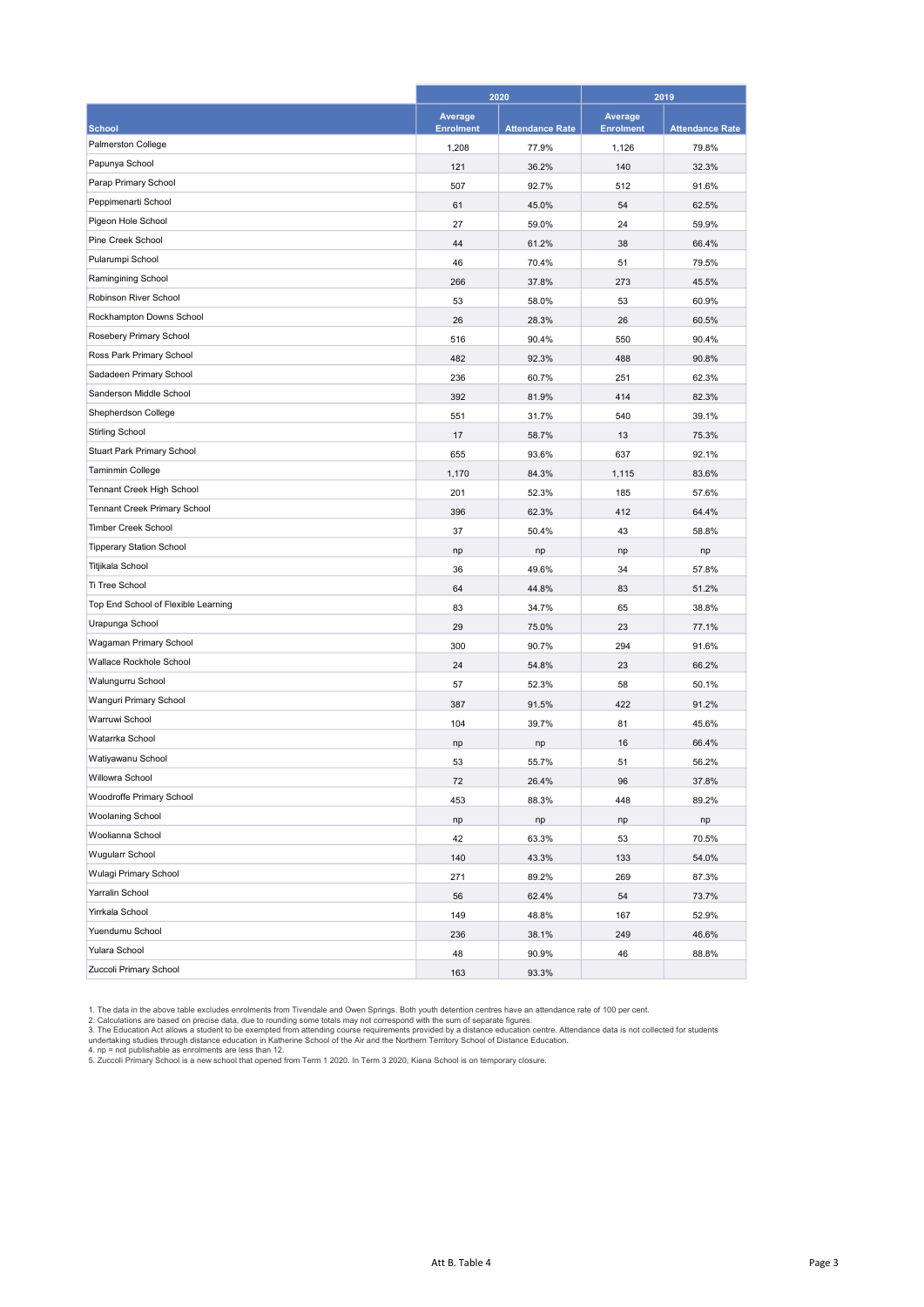| School | 2020 | | 2019 | |
|---|---|---|---|---|
| | Average Enrolment | Attendance Rate | Average Enrolment | Attendance Rate |
| Palmerston College | 1,208 | 77.9% | 1,126 | 79.8% |
| Papunya School | 121 | 36.2% | 140 | 32.3% |
| Parap Primary School | 507 | 92.7% | 512 | 91.6% |
| Peppimenarti School | 61 | 45.0% | 54 | 62.5% |
| Pigeon Hole School | 27 | 59.0% | 24 | 59.9% |
| Pine Creek School | 44 | 61.2% | 38 | 66.4% |
| Pularumpi School | 46 | 70.4% | 51 | 79.5% |
| Ramingining School | 266 | 37.8% | 273 | 45.5% |
| Robinson River School | 53 | 58.0% | 53 | 60.9% |
| Rockhampton Downs School | 26 | 28.3% | 26 | 60.5% |
| Rosebery Primary School | 516 | 90.4% | 550 | 90.4% |
| Ross Park Primary School | 482 | 92.3% | 488 | 90.8% |
| Sadadeen Primary School | 236 | 60.7% | 251 | 62.3% |
| Sanderson Middle School | 392 | 81.9% | 414 | 82.3% |
| Shepherdson College | 551 | 31.7% | 540 | 39.1% |
| Stirling School | 17 | 58.7% | 13 | 75.3% |
| Stuart Park Primary School | 655 | 93.6% | 637 | 92.1% |
| Taminmin College | 1,170 | 84.3% | 1,115 | 83.6% |
| Tennant Creek High School | 201 | 52.3% | 185 | 57.6% |
| Tennant Creek Primary School | 396 | 62.3% | 412 | 64.4% |
| Timber Creek School | 37 | 50.4% | 43 | 58.8% |
| Tipperary Station School | np | np | np | np |
| Titjikala School | 36 | 49.6% | 34 | 57.8% |
| Ti Tree School | 64 | 44.8% | 83 | 51.2% |
| Top End School of Flexible Learning | 83 | 34.7% | 65 | 38.8% |
| Urapunga School | 29 | 75.0% | 23 | 77.1% |
| Wagaman Primary School | 300 | 90.7% | 294 | 91.6% |
| Wallace Rockhole School | 24 | 54.8% | 23 | 66.2% |
| Walungurru School | 57 | 52.3% | 58 | 50.1% |
| Wanguri Primary School | 387 | 91.5% | 422 | 91.2% |
| Warruwi School | 104 | 39.7% | 81 | 45.6% |
| Watarrka School | np | np | 16 | 66.4% |
| Watiyawanu School | 53 | 55.7% | 51 | 56.2% |
| Willowra School | 72 | 26.4% | 96 | 37.8% |
| Woodroffe Primary School | 453 | 88.3% | 448 | 89.2% |
| Woolaning School | np | np | np | np |
| Woolianna School | 42 | 63.3% | 53 | 70.5% |
| Wugularr School | 140 | 43.3% | 133 | 54.0% |
| Wulagi Primary School | 271 | 89.2% | 269 | 87.3% |
| Yarralin School | 56 | 62.4% | 54 | 73.7% |
| Yirrkala School | 149 | 48.8% | 167 | 52.9% |
| Yuendumu School | 236 | 38.1% | 249 | 46.6% |
| Yulara School | 48 | 90.9% | 46 | 88.8% |
| Zuccoli Primary School | 163 | 93.3% | | |

1. The data in the above table excludes enrolments from Tivendale and Owen Springs. Both youth detention centres have an attendance rate of 100 per cent.
2. Calculations are based on precise data, due to rounding some totals may not correspond with the sum of separate figures.
3. The Education Act allows a student to be exempted from attending course requirements provided by a distance education centre. Attendance data is not collected for students undertaking studies through distance education in Katherine School of the Air and the Northern Territory School of Distance Education.
4. np = not publishable as enrolments are less than 12.
5. Zuccoli Primary School is a new school that opened from Term 1 2020. In Term 3 2020, Kiana School is on temporary closure.

Att B. Table 4